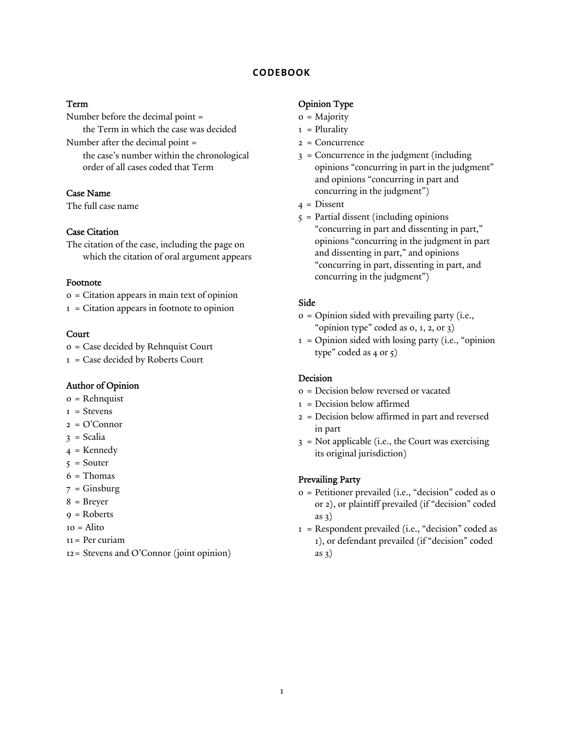# CODEBOOK

### Term

Number before the decimal point =
the Term in which the case was decided

Number after the decimal point =
the case's number within the chronological order of all cases coded that Term

### Case Name

The full case name

### Case Citation

The citation of the case, including the page on which the citation of oral argument appears

### Footnote

0 = Citation appears in main text of opinion
1 = Citation appears in footnote to opinion

### Court

0 = Case decided by Rehnquist Court
1 = Case decided by Roberts Court

### Author of Opinion

0 = Rehnquist
1 = Stevens
2 = O'Connor
3 = Scalia
4 = Kennedy
5 = Souter
6 = Thomas
7 = Ginsburg
8 = Breyer
9 = Roberts
10 = Alito
11 = Per curiam
12 = Stevens and O'Connor (joint opinion)

### Opinion Type

0 = Majority
1 = Plurality
2 = Concurrence
3 = Concurrence in the judgment (including opinions "concurring in part in the judgment" and opinions "concurring in part and concurring in the judgment")
4 = Dissent
5 = Partial dissent (including opinions "concurring in part and dissenting in part," opinions "concurring in the judgment in part and dissenting in part," and opinions "concurring in part, dissenting in part, and concurring in the judgment")

### Side

0 = Opinion sided with prevailing party (i.e., "opinion type" coded as 0, 1, 2, or 3)
1 = Opinion sided with losing party (i.e., "opinion type" coded as 4 or 5)

### Decision

0 = Decision below reversed or vacated
1 = Decision below affirmed
2 = Decision below affirmed in part and reversed in part
3 = Not applicable (i.e., the Court was exercising its original jurisdiction)

### Prevailing Party

0 = Petitioner prevailed (i.e., "decision" coded as 0 or 2), or plaintiff prevailed (if "decision" coded as 3)
1 = Respondent prevailed (i.e., "decision" coded as 1), or defendant prevailed (if "decision" coded as 3)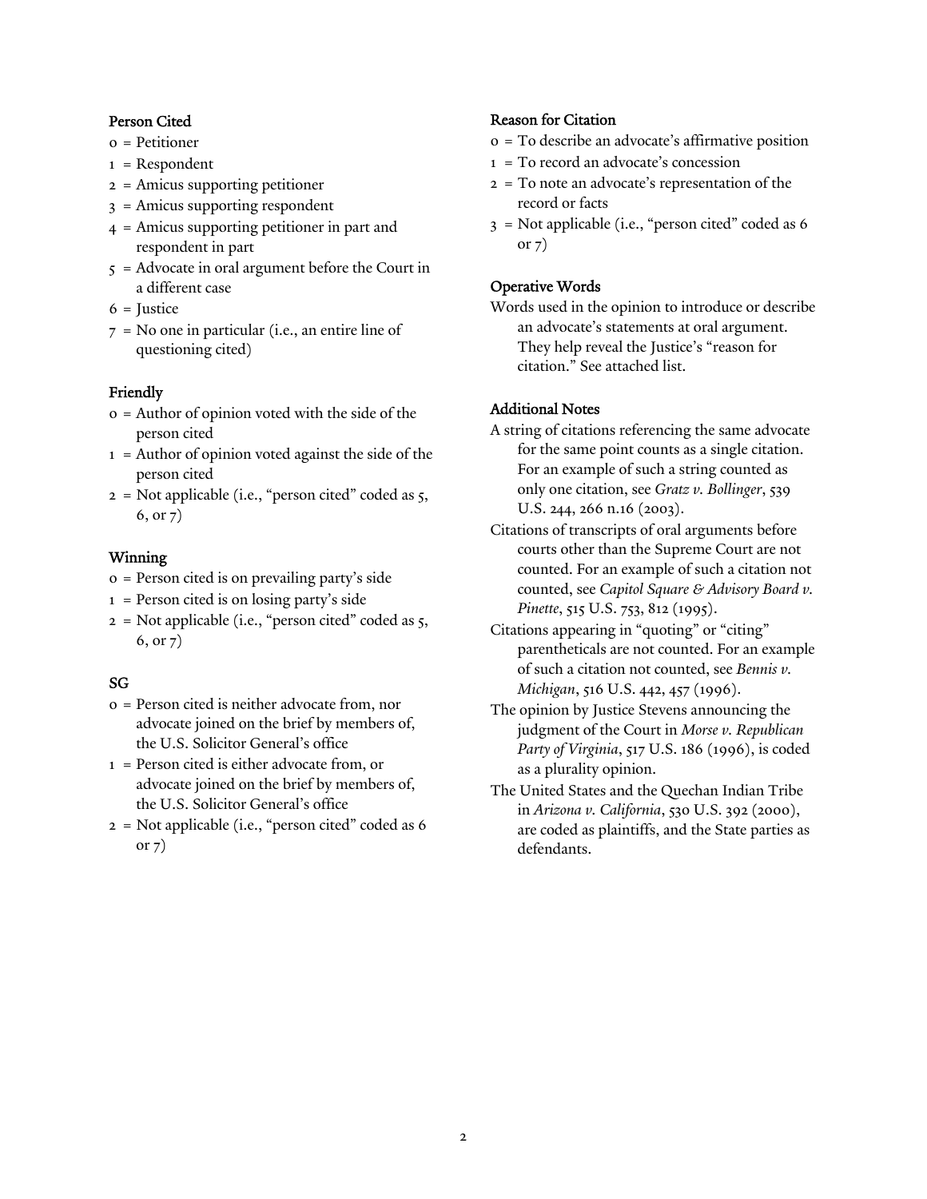### Person Cited

0 = Petitioner
1 = Respondent
2 = Amicus supporting petitioner
3 = Amicus supporting respondent
4 = Amicus supporting petitioner in part and respondent in part
5 = Advocate in oral argument before the Court in a different case
6 = Justice
7 = No one in particular (i.e., an entire line of questioning cited)

### Friendly

0 = Author of opinion voted with the side of the person cited
1 = Author of opinion voted against the side of the person cited
2 = Not applicable (i.e., "person cited" coded as 5, 6, or 7)

### Winning

0 = Person cited is on prevailing party's side
1 = Person cited is on losing party's side
2 = Not applicable (i.e., "person cited" coded as 5, 6, or 7)

### SG

0 = Person cited is neither advocate from, nor advocate joined on the brief by members of, the U.S. Solicitor General's office
1 = Person cited is either advocate from, or advocate joined on the brief by members of, the U.S. Solicitor General's office
2 = Not applicable (i.e., "person cited" coded as 6 or 7)

### Reason for Citation

0 = To describe an advocate's affirmative position
1 = To record an advocate's concession
2 = To note an advocate's representation of the record or facts
3 = Not applicable (i.e., "person cited" coded as 6 or 7)

### Operative Words

Words used in the opinion to introduce or describe an advocate's statements at oral argument. They help reveal the Justice's "reason for citation." See attached list.

### Additional Notes

A string of citations referencing the same advocate for the same point counts as a single citation. For an example of such a string counted as only one citation, see *Gratz v. Bollinger*, 539 U.S. 244, 266 n.16 (2003).

Citations of transcripts of oral arguments before courts other than the Supreme Court are not counted. For an example of such a citation not counted, see *Capitol Square & Advisory Board v. Pinette*, 515 U.S. 753, 812 (1995).

Citations appearing in "quoting" or "citing" parentheticals are not counted. For an example of such a citation not counted, see *Bennis v. Michigan*, 516 U.S. 442, 457 (1996).

The opinion by Justice Stevens announcing the judgment of the Court in *Morse v. Republican Party of Virginia*, 517 U.S. 186 (1996), is coded as a plurality opinion.

The United States and the Quechan Indian Tribe in *Arizona v. California*, 530 U.S. 392 (2000), are coded as plaintiffs, and the State parties as defendants.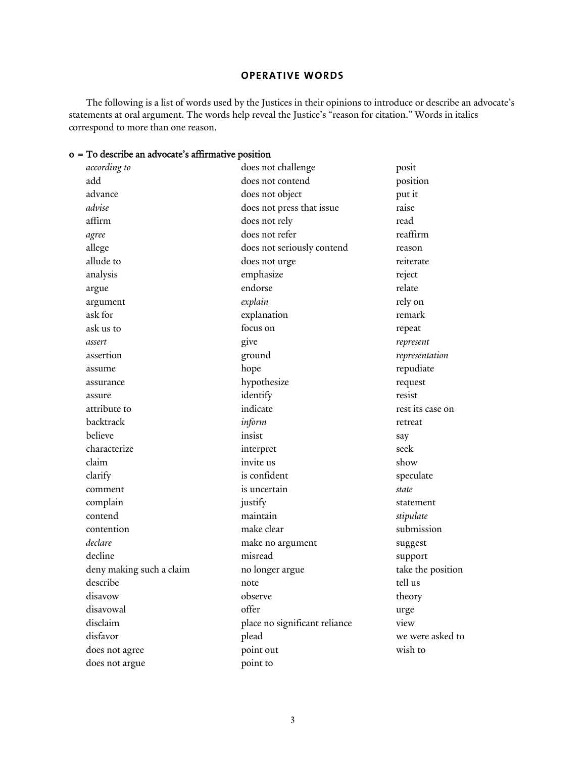## OPERATIVE WORDS

The following is a list of words used by the Justices in their opinions to introduce or describe an advocate's statements at oral argument. The words help reveal the Justice's "reason for citation." Words in italics correspond to more than one reason.

**o = To describe an advocate's affirmative position**

- *according to*
- add
- advance
- *advise*
- affirm
- *agree*
- allege
- allude to
- analysis
- argue
- argument
- ask for
- ask us to
- *assert*
- assertion
- assume
- assurance
- assure
- attribute to
- backtrack
- believe
- characterize
- claim
- clarify
- comment
- complain
- contend
- contention
- *declare*
- decline
- deny making such a claim
- describe
- disavow
- disavowal
- disclaim
- disfavor
- does not agree
- does not argue
- does not challenge
- does not contend
- does not object
- does not press that issue
- does not rely
- does not refer
- does not seriously contend
- does not urge
- emphasize
- endorse
- *explain*
- explanation
- focus on
- give
- ground
- hope
- hypothesize
- identify
- indicate
- *inform*
- insist
- interpret
- invite us
- is confident
- is uncertain
- justify
- maintain
- make clear
- make no argument
- misread
- no longer argue
- note
- observe
- offer
- place no significant reliance
- plead
- point out
- point to
- posit
- position
- put it
- raise
- read
- reaffirm
- reason
- reiterate
- reject
- relate
- rely on
- remark
- repeat
- *represent*
- *representation*
- repudiate
- request
- resist
- rest its case on
- retreat
- say
- seek
- show
- speculate
- *state*
- statement
- *stipulate*
- submission
- suggest
- support
- take the position
- tell us
- theory
- urge
- view
- we were asked to
- wish to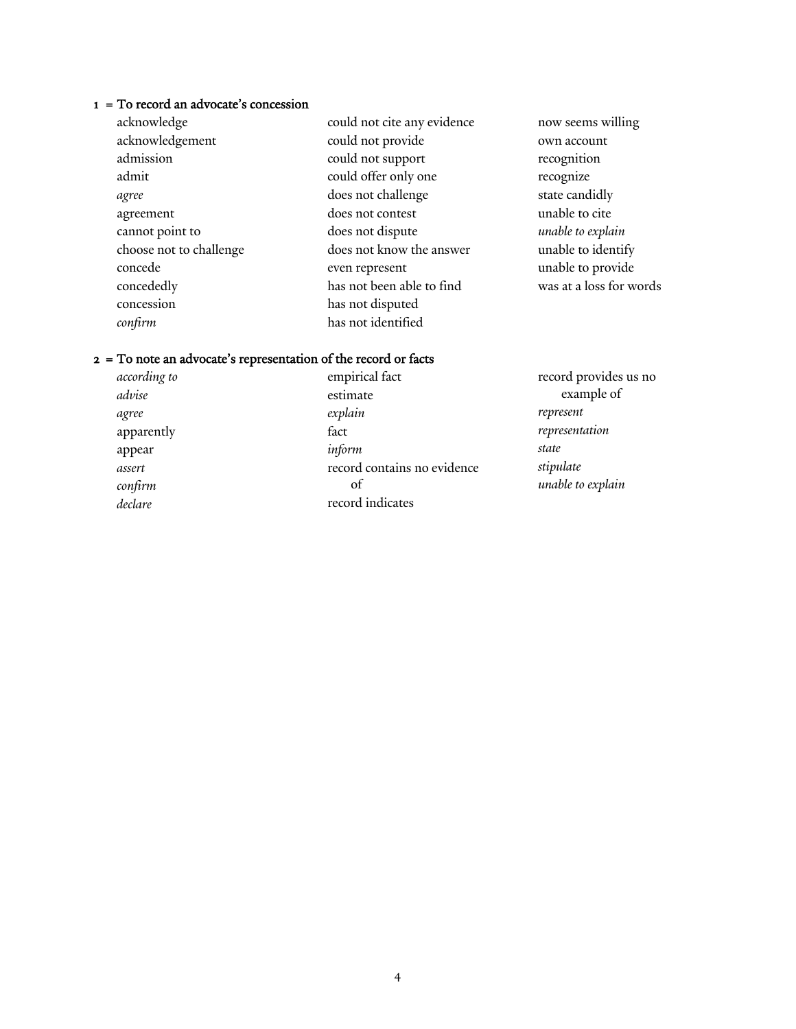**1 = To record an advocate's concession**

acknowledge
acknowledgement
admission
admit
*agree*
agreement
cannot point to
choose not to challenge
concede
concededly
concession
*confirm*
could not cite any evidence
could not provide
could not support
could offer only one
does not challenge
does not contest
does not dispute
does not know the answer
even represent
has not been able to find
has not disputed
has not identified
now seems willing
own account
recognition
recognize
state candidly
unable to cite
*unable to explain*
unable to identify
unable to provide
was at a loss for words

**2 = To note an advocate's representation of the record or facts**

*according to*
*advise*
*agree*
apparently
appear
*assert*
*confirm*
*declare*
empirical fact
estimate
*explain*
fact
*inform*
record contains no evidence of
record indicates
record provides us no example of
*represent*
*representation*
*state*
*stipulate*
*unable to explain*